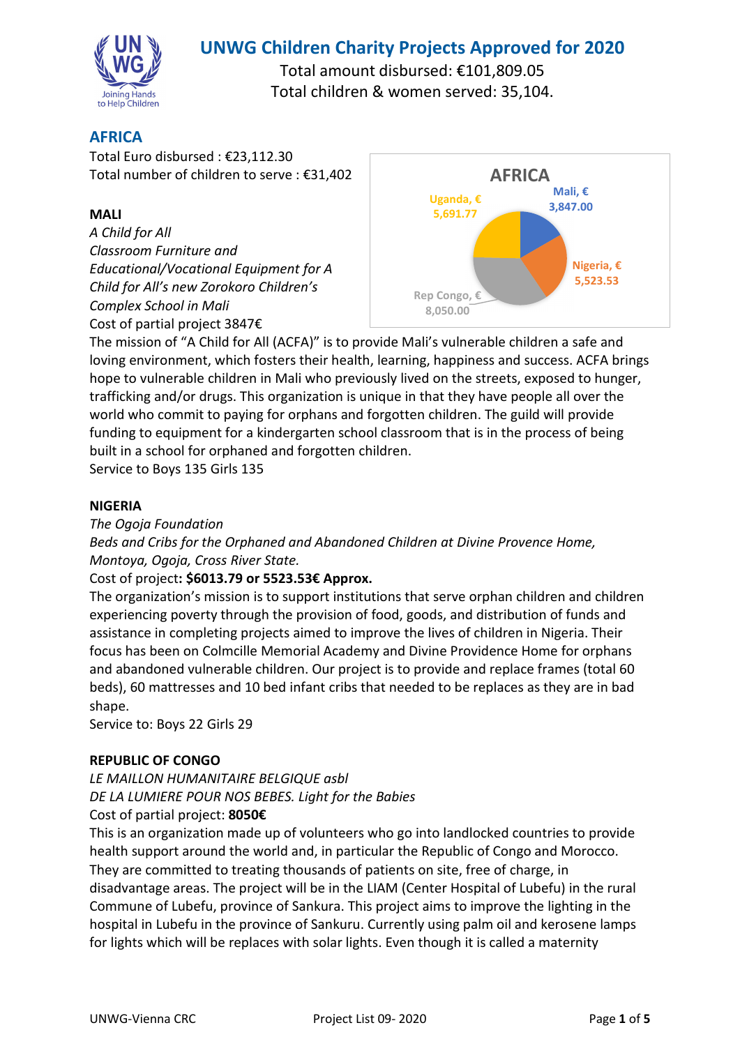# UNWG Children Charity Projects Approved for 2020

Total amount disbursed: €101,809.05
Total children & women served: 35,104.

## AFRICA

Total Euro disbursed : €23,112.30
Total number of children to serve : €31,402

AFRICA

Uganda, € 5,691.77
Mali, € 3,847.00
Nigeria, € 5,523.53
Rep Congo, € 8,050.00

### MALI

*A Child for All*
*Classroom Furniture and Educational/Vocational Equipment for A Child for All's new Zorokoro Children's Complex School in Mali*
Cost of partial project 3847€

The mission of "A Child for All (ACFA)" is to provide Mali's vulnerable children a safe and loving environment, which fosters their health, learning, happiness and success. ACFA brings hope to vulnerable children in Mali who previously lived on the streets, exposed to hunger, trafficking and/or drugs. This organization is unique in that they have people all over the world who commit to paying for orphans and forgotten children. The guild will provide funding to equipment for a kindergarten school classroom that is in the process of being built in a school for orphaned and forgotten children.
Service to Boys 135 Girls 135

### NIGERIA

*The Ogoja Foundation*
*Beds and Cribs for the Orphaned and Abandoned Children at Divine Provence Home, Montoya, Ogoja, Cross River State.*
Cost of project**: $6013.79 or 5523.53€ Approx.**

The organization's mission is to support institutions that serve orphan children and children experiencing poverty through the provision of food, goods, and distribution of funds and assistance in completing projects aimed to improve the lives of children in Nigeria. Their focus has been on Colmcille Memorial Academy and Divine Providence Home for orphans and abandoned vulnerable children. Our project is to provide and replace frames (total 60 beds), 60 mattresses and 10 bed infant cribs that needed to be replaces as they are in bad shape.
Service to: Boys 22 Girls 29

### REPUBLIC OF CONGO

*LE MAILLON HUMANITAIRE BELGIQUE asbl*
*DE LA LUMIERE POUR NOS BEBES. Light for the Babies*
Cost of partial project: **8050€**

This is an organization made up of volunteers who go into landlocked countries to provide health support around the world and, in particular the Republic of Congo and Morocco. They are committed to treating thousands of patients on site, free of charge, in disadvantage areas. The project will be in the LIAM (Center Hospital of Lubefu) in the rural Commune of Lubefu, province of Sankura. This project aims to improve the lighting in the hospital in Lubefu in the province of Sankuru. Currently using palm oil and kerosene lamps for lights which will be replaces with solar lights. Even though it is called a maternity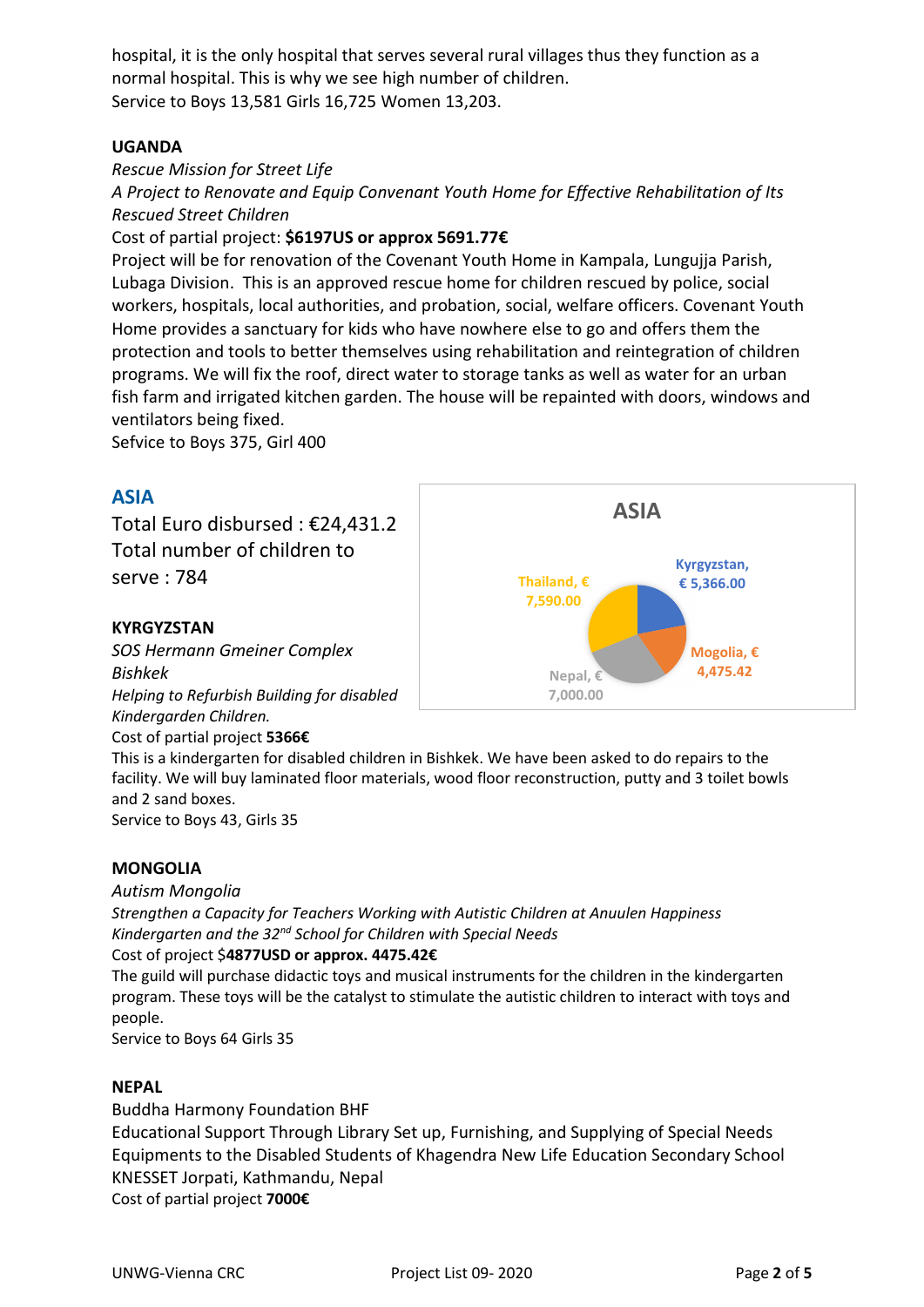hospital, it is the only hospital that serves several rural villages thus they function as a normal hospital. This is why we see high number of children.
Service to Boys 13,581 Girls 16,725 Women 13,203.

**UGANDA**

*Rescue Mission for Street Life*
*A Project to Renovate and Equip Convenant Youth Home for Effective Rehabilitation of Its Rescued Street Children*
Cost of partial project: **$6197US or approx 5691.77€**
Project will be for renovation of the Covenant Youth Home in Kampala, Lungujja Parish, Lubaga Division. This is an approved rescue home for children rescued by police, social workers, hospitals, local authorities, and probation, social, welfare officers. Covenant Youth Home provides a sanctuary for kids who have nowhere else to go and offers them the protection and tools to better themselves using rehabilitation and reintegration of children programs. We will fix the roof, direct water to storage tanks as well as water for an urban fish farm and irrigated kitchen garden. The house will be repainted with doors, windows and ventilators being fixed.
Sefvice to Boys 375, Girl 400

## ASIA

Total Euro disbursed : €24,431.2
Total number of children to serve : 784

**ASIA**

- Kyrgyzstan, € 5,366.00
- Mogolia, € 4,475.42
- Nepal, € 7,000.00
- Thailand, € 7,590.00

**KYRGYZSTAN**

*SOS Hermann Gmeiner Complex Bishkek*
*Helping to Refurbish Building for disabled Kindergarden Children.*
Cost of partial project **5366€**
This is a kindergarten for disabled children in Bishkek. We have been asked to do repairs to the facility. We will buy laminated floor materials, wood floor reconstruction, putty and 3 toilet bowls and 2 sand boxes.
Service to Boys 43, Girls 35

**MONGOLIA**

*Autism Mongolia*
*Strengthen a Capacity for Teachers Working with Autistic Children at Anuulen Happiness Kindergarten and the 32nd School for Children with Special Needs*
Cost of project $**4877USD or approx. 4475.42€**
The guild will purchase didactic toys and musical instruments for the children in the kindergarten program. These toys will be the catalyst to stimulate the autistic children to interact with toys and people.
Service to Boys 64 Girls 35

**NEPAL**

Buddha Harmony Foundation BHF
Educational Support Through Library Set up, Furnishing, and Supplying of Special Needs Equipments to the Disabled Students of Khagendra New Life Education Secondary School KNESSET Jorpati, Kathmandu, Nepal
Cost of partial project **7000€**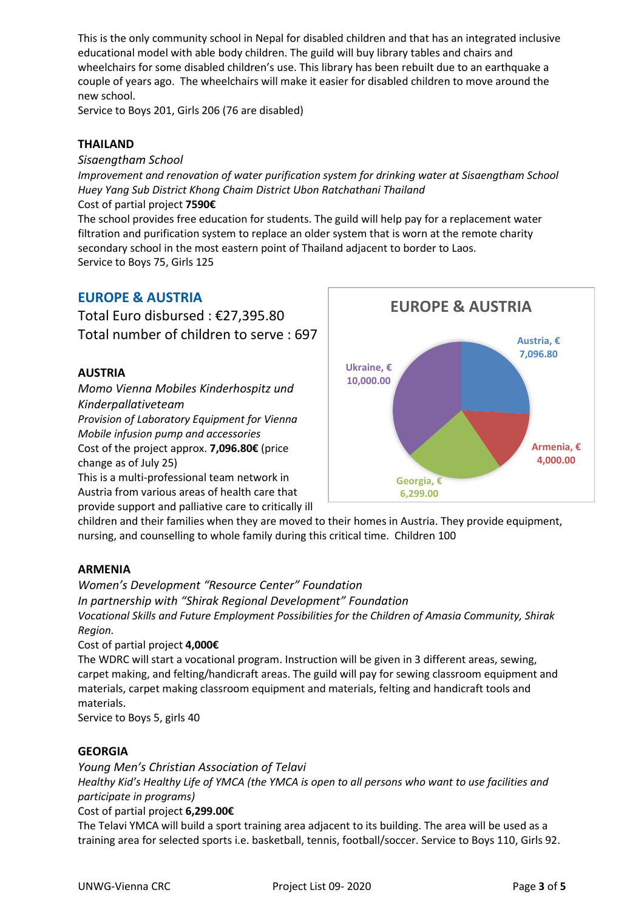This is the only community school in Nepal for disabled children and that has an integrated inclusive educational model with able body children. The guild will buy library tables and chairs and wheelchairs for some disabled children's use. This library has been rebuilt due to an earthquake a couple of years ago. The wheelchairs will make it easier for disabled children to move around the new school.
Service to Boys 201, Girls 206 (76 are disabled)

**THAILAND**

*Sisaengtham School*
*Improvement and renovation of water purification system for drinking water at Sisaengtham School Huey Yang Sub District Khong Chaim District Ubon Ratchathani Thailand*
Cost of partial project **7590€**
The school provides free education for students. The guild will help pay for a replacement water filtration and purification system to replace an older system that is worn at the remote charity secondary school in the most eastern point of Thailand adjacent to border to Laos.
Service to Boys 75, Girls 125

## EUROPE & AUSTRIA

Total Euro disbursed : €27,395.80
Total number of children to serve : 697

**EUROPE & AUSTRIA**

| Country | € |
|---|---|
| Austria | 7,096.80 |
| Armenia | 4,000.00 |
| Georgia | 6,299.00 |
| Ukraine | 10,000.00 |

**AUSTRIA**

*Momo Vienna Mobiles Kinderhospitz und Kinderpallativeteam*
*Provision of Laboratory Equipment for Vienna Mobile infusion pump and accessories*
Cost of the project approx. **7,096.80€** (price change as of July 25)
This is a multi-professional team network in Austria from various areas of health care that provide support and palliative care to critically ill children and their families when they are moved to their homes in Austria. They provide equipment, nursing, and counselling to whole family during this critical time. Children 100

**ARMENIA**

*Women's Development "Resource Center" Foundation*
*In partnership with "Shirak Regional Development" Foundation*
*Vocational Skills and Future Employment Possibilities for the Children of Amasia Community, Shirak Region.*
Cost of partial project **4,000€**
The WDRC will start a vocational program. Instruction will be given in 3 different areas, sewing, carpet making, and felting/handicraft areas. The guild will pay for sewing classroom equipment and materials, carpet making classroom equipment and materials, felting and handicraft tools and materials.
Service to Boys 5, girls 40

**GEORGIA**

*Young Men's Christian Association of Telavi*
*Healthy Kid's Healthy Life of YMCA (the YMCA is open to all persons who want to use facilities and participate in programs)*
Cost of partial project **6,299.00€**
The Telavi YMCA will build a sport training area adjacent to its building. The area will be used as a training area for selected sports i.e. basketball, tennis, football/soccer. Service to Boys 110, Girls 92.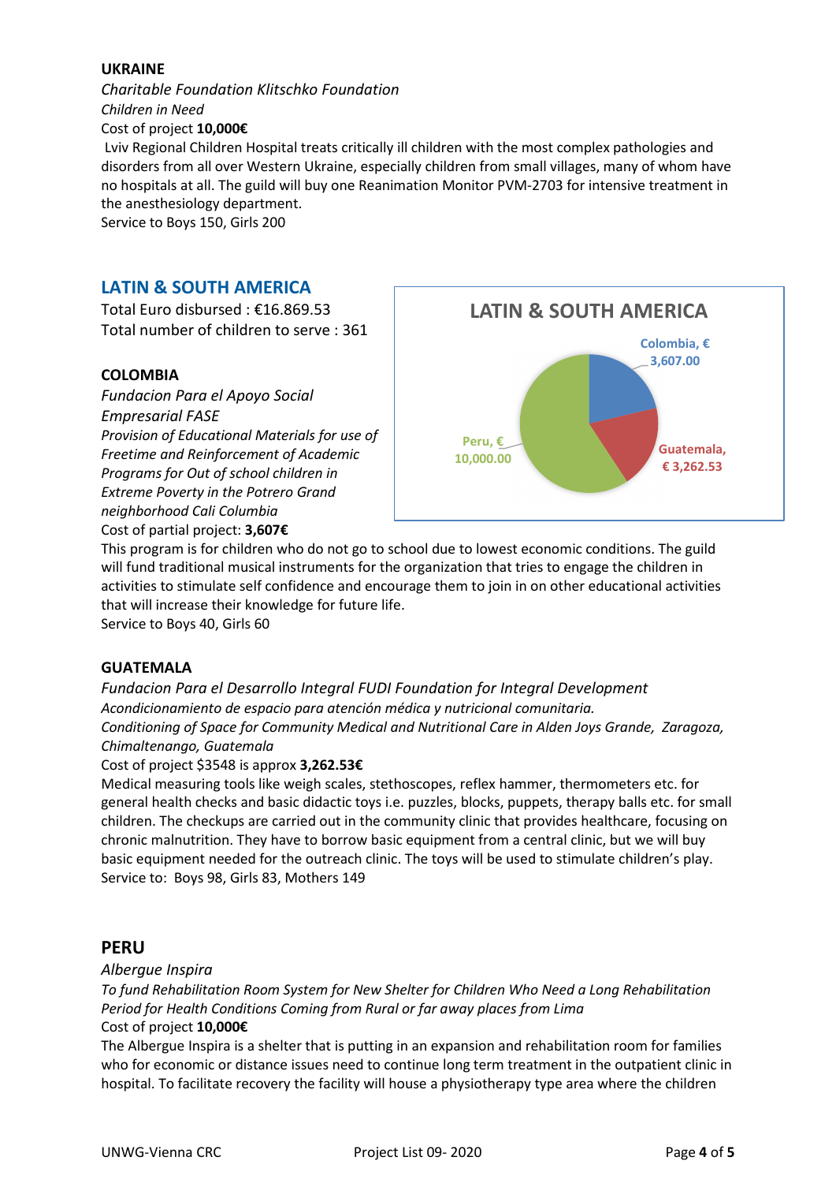**UKRAINE**

*Charitable Foundation Klitschko Foundation*

*Children in Need*

Cost of project **10,000€**

Lviv Regional Children Hospital treats critically ill children with the most complex pathologies and disorders from all over Western Ukraine, especially children from small villages, many of whom have no hospitals at all. The guild will buy one Reanimation Monitor PVM-2703 for intensive treatment in the anesthesiology department.

Service to Boys 150, Girls 200

## LATIN & SOUTH AMERICA

Total Euro disbursed : €16.869.53

Total number of children to serve : 361

**LATIN & SOUTH AMERICA**

Colombia, € 3,607.00

Guatemala, € 3,262.53

Peru, € 10,000.00

**COLOMBIA**

*Fundacion Para el Apoyo Social Empresarial FASE*

*Provision of Educational Materials for use of Freetime and Reinforcement of Academic Programs for Out of school children in Extreme Poverty in the Potrero Grand neighborhood Cali Columbia*

Cost of partial project: **3,607€**

This program is for children who do not go to school due to lowest economic conditions. The guild will fund traditional musical instruments for the organization that tries to engage the children in activities to stimulate self confidence and encourage them to join in on other educational activities that will increase their knowledge for future life.

Service to Boys 40, Girls 60

**GUATEMALA**

*Fundacion Para el Desarrollo Integral FUDI Foundation for Integral Development*

*Acondicionamiento de espacio para atención médica y nutricional comunitaria.*

*Conditioning of Space for Community Medical and Nutritional Care in Alden Joys Grande, Zaragoza, Chimaltenango, Guatemala*

Cost of project $3548 is approx **3,262.53€**

Medical measuring tools like weigh scales, stethoscopes, reflex hammer, thermometers etc. for general health checks and basic didactic toys i.e. puzzles, blocks, puppets, therapy balls etc. for small children. The checkups are carried out in the community clinic that provides healthcare, focusing on chronic malnutrition. They have to borrow basic equipment from a central clinic, but we will buy basic equipment needed for the outreach clinic. The toys will be used to stimulate children's play.

Service to: Boys 98, Girls 83, Mothers 149

## PERU

*Albergue Inspira*

*To fund Rehabilitation Room System for New Shelter for Children Who Need a Long Rehabilitation Period for Health Conditions Coming from Rural or far away places from Lima*

Cost of project **10,000€**

The Albergue Inspira is a shelter that is putting in an expansion and rehabilitation room for families who for economic or distance issues need to continue long term treatment in the outpatient clinic in hospital. To facilitate recovery the facility will house a physiotherapy type area where the children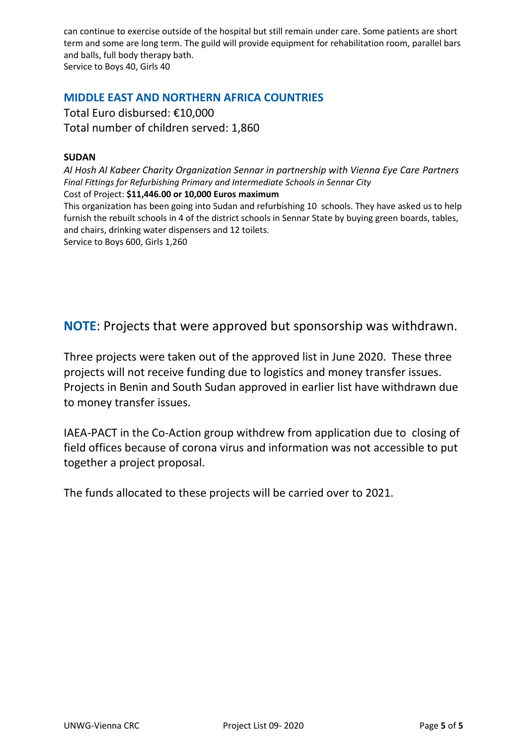can continue to exercise outside of the hospital but still remain under care. Some patients are short term and some are long term. The guild will provide equipment for rehabilitation room, parallel bars and balls, full body therapy bath.
Service to Boys 40, Girls 40

## MIDDLE EAST AND NORTHERN AFRICA COUNTRIES

Total Euro disbursed: €10,000
Total number of children served: 1,860

### SUDAN

*Al Hosh Al Kabeer Charity Organization Sennar in partnership with Vienna Eye Care Partners*
*Final Fittings for Refurbishing Primary and Intermediate Schools in Sennar City*
Cost of Project: **$11,446.00 or 10,000 Euros maximum**
This organization has been going into Sudan and refurbishing 10 schools. They have asked us to help furnish the rebuilt schools in 4 of the district schools in Sennar State by buying green boards, tables, and chairs, drinking water dispensers and 12 toilets.
Service to Boys 600, Girls 1,260

**NOTE**: Projects that were approved but sponsorship was withdrawn.

Three projects were taken out of the approved list in June 2020. These three projects will not receive funding due to logistics and money transfer issues. Projects in Benin and South Sudan approved in earlier list have withdrawn due to money transfer issues.

IAEA-PACT in the Co-Action group withdrew from application due to closing of field offices because of corona virus and information was not accessible to put together a project proposal.

The funds allocated to these projects will be carried over to 2021.